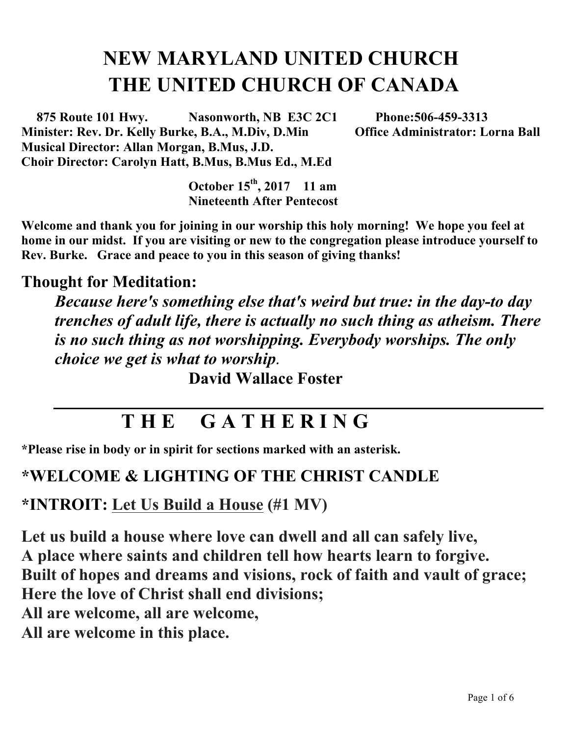# NEW MARYLAND UNITED CHURCH
# THE UNITED CHURCH OF CANADA

**875 Route 101 Hwy. Nasonworth, NB E3C 2C1 Phone:506-459-3313**
**Minister: Rev. Dr. Kelly Burke, B.A., M.Div, D.Min Office Administrator: Lorna Ball**
**Musical Director: Allan Morgan, B.Mus, J.D.**
**Choir Director: Carolyn Hatt, B.Mus, B.Mus Ed., M.Ed**

**October 15th, 2017 11 am**
**Nineteenth After Pentecost**

**Welcome and thank you for joining in our worship this holy morning! We hope you feel at home in our midst. If you are visiting or new to the congregation please introduce yourself to Rev. Burke. Grace and peace to you in this season of giving thanks!**

## Thought for Meditation:

***Because here's something else that's weird but true: in the day-to day trenches of adult life, there is actually no such thing as atheism. There is no such thing as not worshipping. Everybody worships. The only choice we get is what to worship.***

**David Wallace Foster**

---

# T H E G A T H E R I N G

**\*Please rise in body or in spirit for sections marked with an asterisk.**

## *WELCOME & LIGHTING OF THE CHRIST CANDLE

## *INTROIT: Let Us Build a House (#1 MV)

**Let us build a house where love can dwell and all can safely live,**
**A place where saints and children tell how hearts learn to forgive.**
**Built of hopes and dreams and visions, rock of faith and vault of grace;**
**Here the love of Christ shall end divisions;**
**All are welcome, all are welcome,**
**All are welcome in this place.**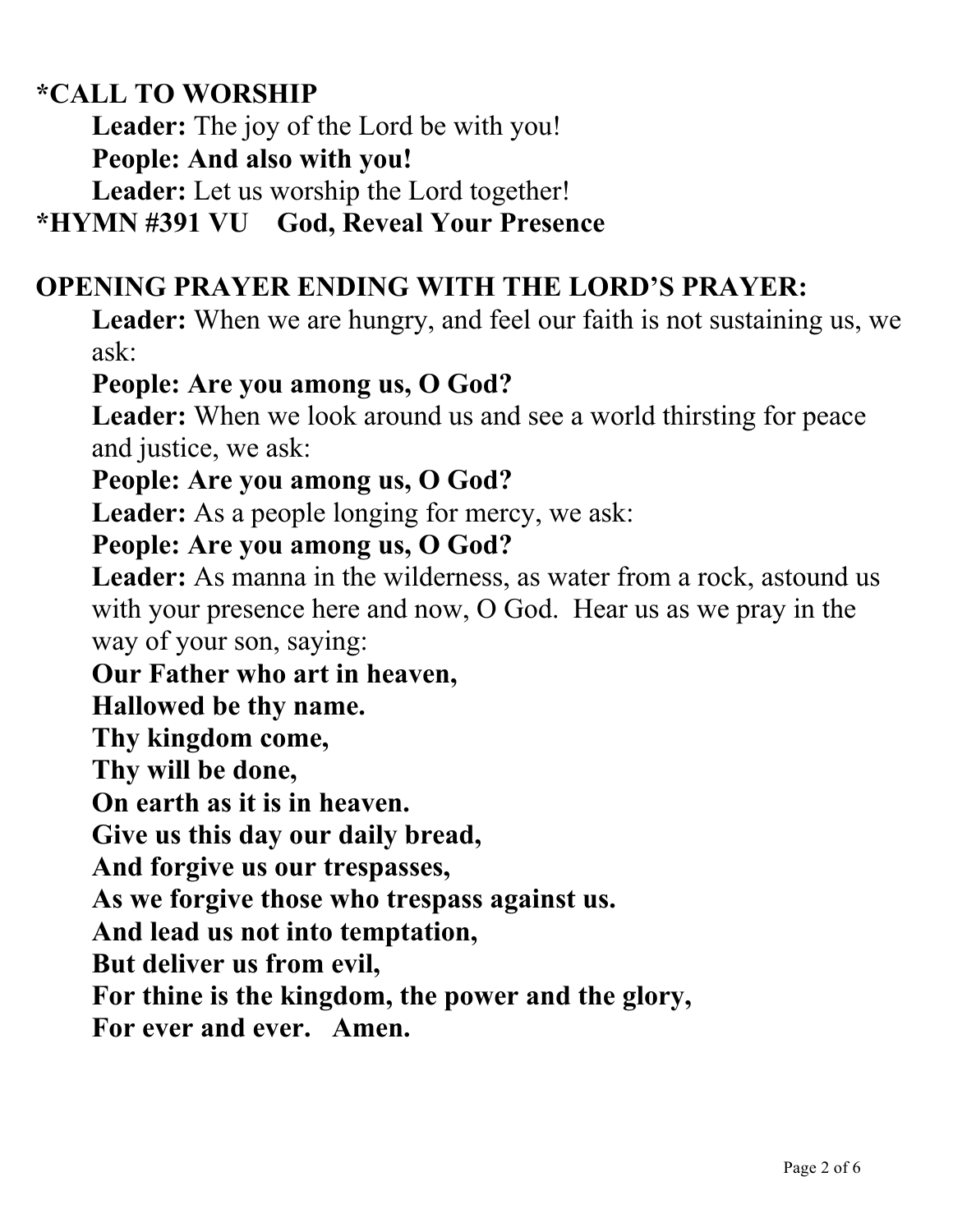**\*CALL TO WORSHIP**

**Leader:** The joy of the Lord be with you!

**People: And also with you!**

**Leader:** Let us worship the Lord together!

**\*HYMN #391 VU    God, Reveal Your Presence**

**OPENING PRAYER ENDING WITH THE LORD'S PRAYER:**

**Leader:** When we are hungry, and feel our faith is not sustaining us, we ask:

**People: Are you among us, O God?**

**Leader:** When we look around us and see a world thirsting for peace and justice, we ask:

**People: Are you among us, O God?**

**Leader:** As a people longing for mercy, we ask:

**People: Are you among us, O God?**

**Leader:** As manna in the wilderness, as water from a rock, astound us with your presence here and now, O God. Hear us as we pray in the way of your son, saying:

**Our Father who art in heaven,**
**Hallowed be thy name.**
**Thy kingdom come,**
**Thy will be done,**
**On earth as it is in heaven.**
**Give us this day our daily bread,**
**And forgive us our trespasses,**
**As we forgive those who trespass against us.**
**And lead us not into temptation,**
**But deliver us from evil,**
**For thine is the kingdom, the power and the glory,**
**For ever and ever. Amen.**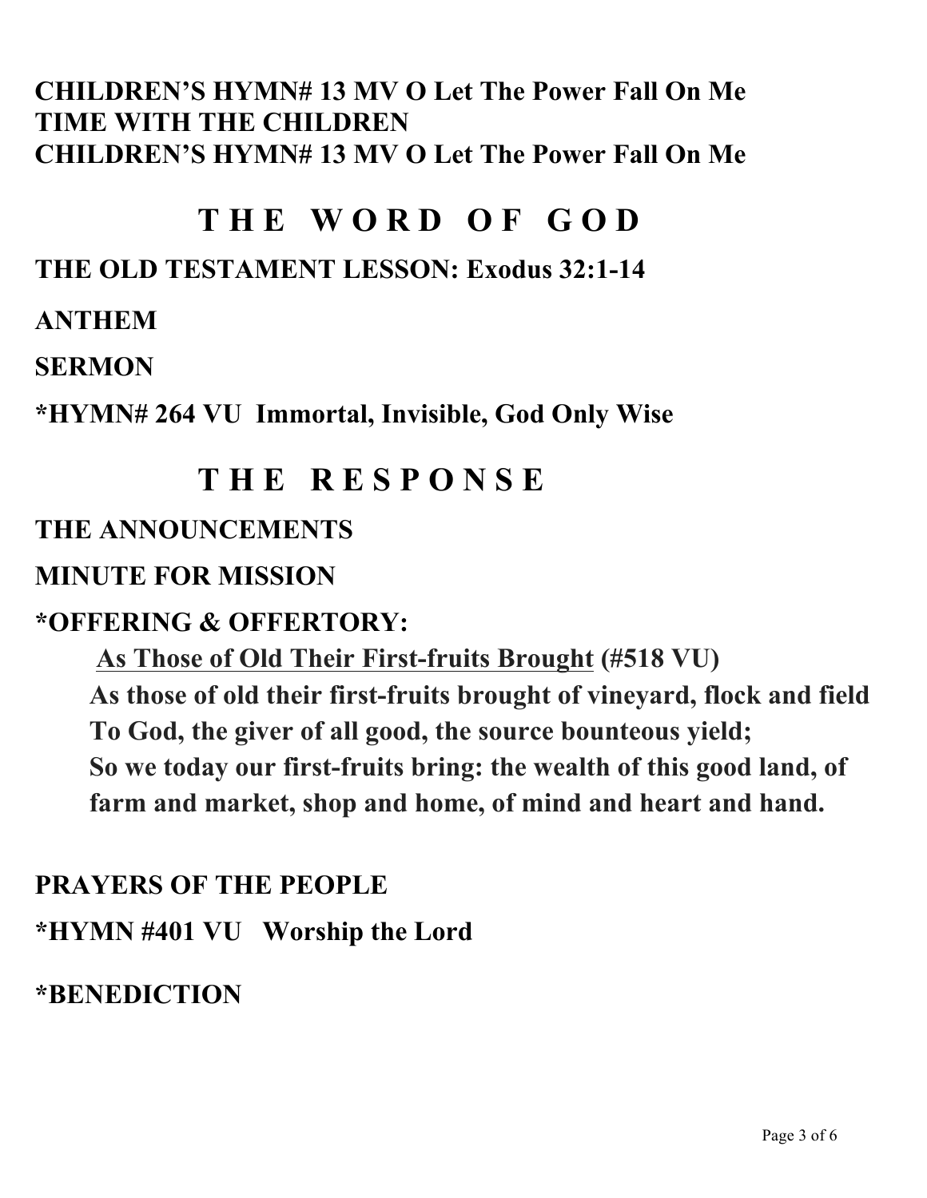**CHILDREN'S HYMN# 13 MV O Let The Power Fall On Me**
**TIME WITH THE CHILDREN**
**CHILDREN'S HYMN# 13 MV O Let The Power Fall On Me**

## T H E W O R D O F G O D

**THE OLD TESTAMENT LESSON: Exodus 32:1-14**

**ANTHEM**

**SERMON**

***HYMN# 264 VU Immortal, Invisible, God Only Wise**

## T H E R E S P O N S E

**THE ANNOUNCEMENTS**

**MINUTE FOR MISSION**

***OFFERING & OFFERTORY:**

**<u>As Those of Old Their First-fruits Brought</u> (#518 VU)**
**As those of old their first-fruits brought of vineyard, flock and field**
**To God, the giver of all good, the source bounteous yield;**
**So we today our first-fruits bring: the wealth of this good land, of farm and market, shop and home, of mind and heart and hand.**

**PRAYERS OF THE PEOPLE**

***HYMN #401 VU Worship the Lord**

***BENEDICTION**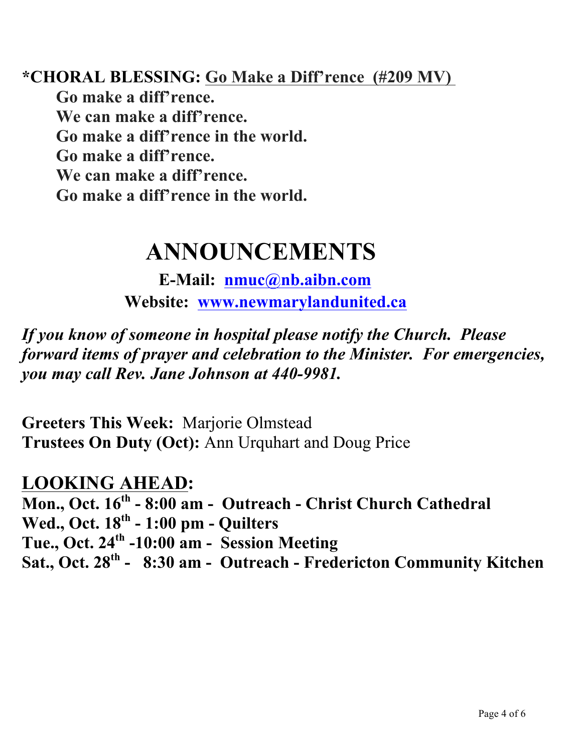**\*CHORAL BLESSING:** **Go Make a Diff'rence (#209 MV)**

**Go make a diff'rence.**
**We can make a diff'rence.**
**Go make a diff'rence in the world.**
**Go make a diff'rence.**
**We can make a diff'rence.**
**Go make a diff'rence in the world.**

# ANNOUNCEMENTS

**E-Mail: nmuc@nb.aibn.com**

**Website: www.newmarylandunited.ca**

***If you know of someone in hospital please notify the Church. Please forward items of prayer and celebration to the Minister. For emergencies, you may call Rev. Jane Johnson at 440-9981.***

**Greeters This Week:** Marjorie Olmstead
**Trustees On Duty (Oct):** Ann Urquhart and Doug Price

## LOOKING AHEAD:

**Mon., Oct. 16th - 8:00 am - Outreach - Christ Church Cathedral**
**Wed., Oct. 18th - 1:00 pm - Quilters**
**Tue., Oct. 24th -10:00 am - Session Meeting**
**Sat., Oct. 28th - 8:30 am - Outreach - Fredericton Community Kitchen**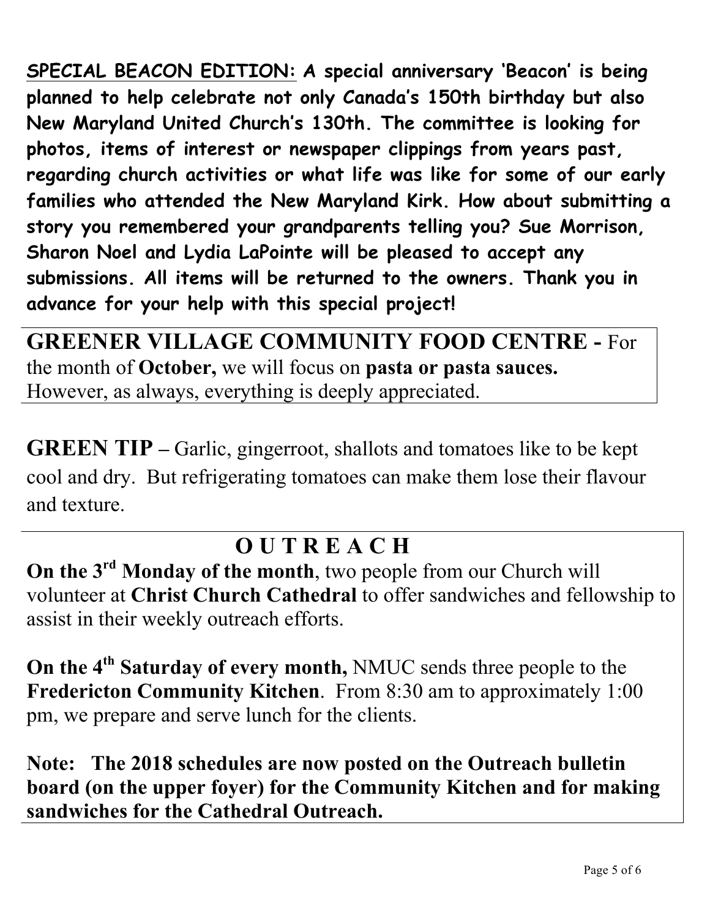**SPECIAL BEACON EDITION: A special anniversary 'Beacon' is being planned to help celebrate not only Canada's 150th birthday but also New Maryland United Church's 130th. The committee is looking for photos, items of interest or newspaper clippings from years past, regarding church activities or what life was like for some of our early families who attended the New Maryland Kirk. How about submitting a story you remembered your grandparents telling you? Sue Morrison, Sharon Noel and Lydia LaPointe will be pleased to accept any submissions. All items will be returned to the owners. Thank you in advance for your help with this special project!**

**GREENER VILLAGE COMMUNITY FOOD CENTRE -** For the month of **October,** we will focus on **pasta or pasta sauces.** However, as always, everything is deeply appreciated.

**GREEN TIP –** Garlic, gingerroot, shallots and tomatoes like to be kept cool and dry. But refrigerating tomatoes can make them lose their flavour and texture.

## OUTREACH

**On the 3rd Monday of the month**, two people from our Church will volunteer at **Christ Church Cathedral** to offer sandwiches and fellowship to assist in their weekly outreach efforts.

**On the 4th Saturday of every month,** NMUC sends three people to the **Fredericton Community Kitchen**. From 8:30 am to approximately 1:00 pm, we prepare and serve lunch for the clients.

**Note: The 2018 schedules are now posted on the Outreach bulletin board (on the upper foyer) for the Community Kitchen and for making sandwiches for the Cathedral Outreach.**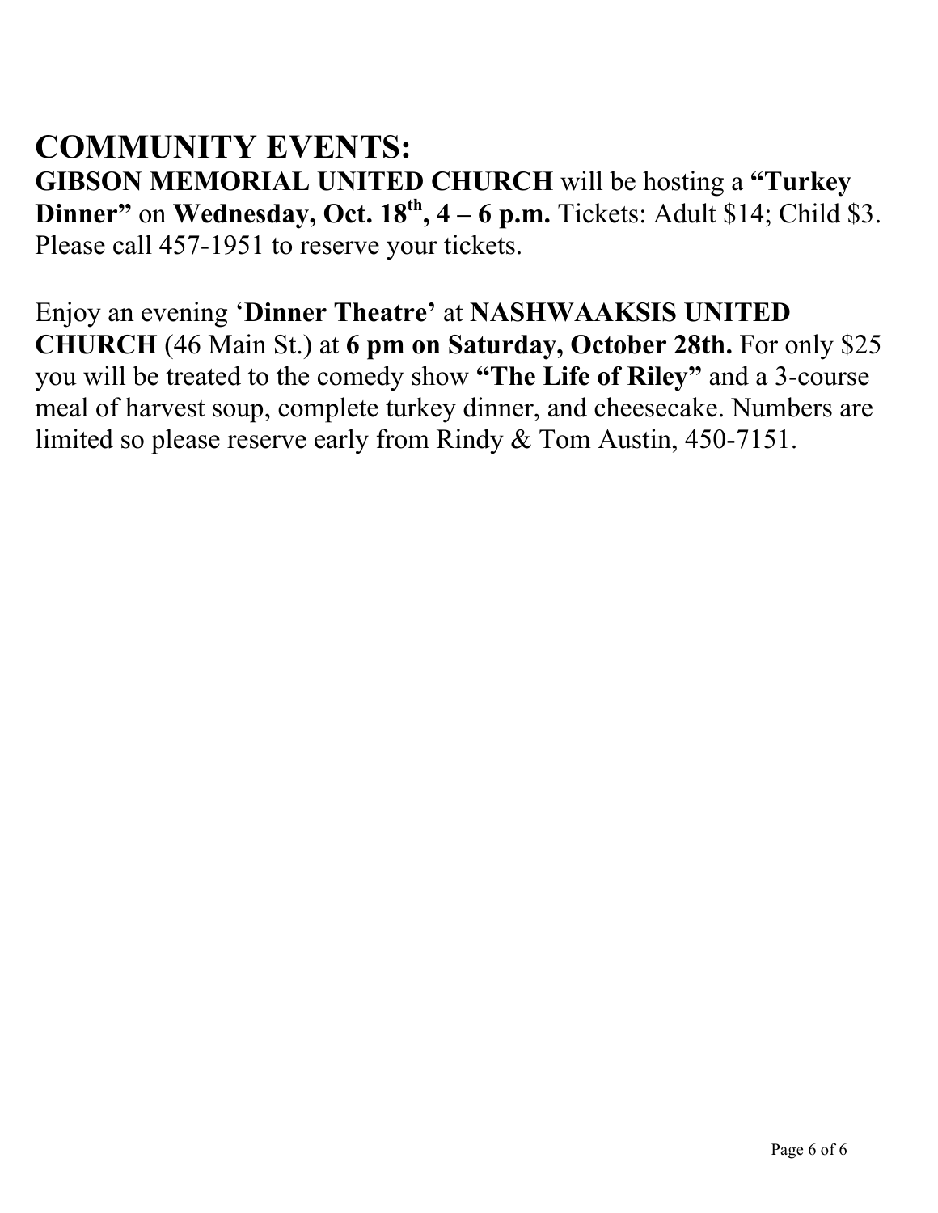## COMMUNITY EVENTS:

**GIBSON MEMORIAL UNITED CHURCH** will be hosting a **"Turkey Dinner"** on **Wednesday, Oct. 18th, 4 – 6 p.m.** Tickets: Adult $14; Child $3. Please call 457-1951 to reserve your tickets.

Enjoy an evening '**Dinner Theatre'** at **NASHWAAKSIS UNITED CHURCH** (46 Main St.) at **6 pm on Saturday, October 28th.** For only $25 you will be treated to the comedy show **"The Life of Riley"** and a 3-course meal of harvest soup, complete turkey dinner, and cheesecake. Numbers are limited so please reserve early from Rindy & Tom Austin, 450-7151.